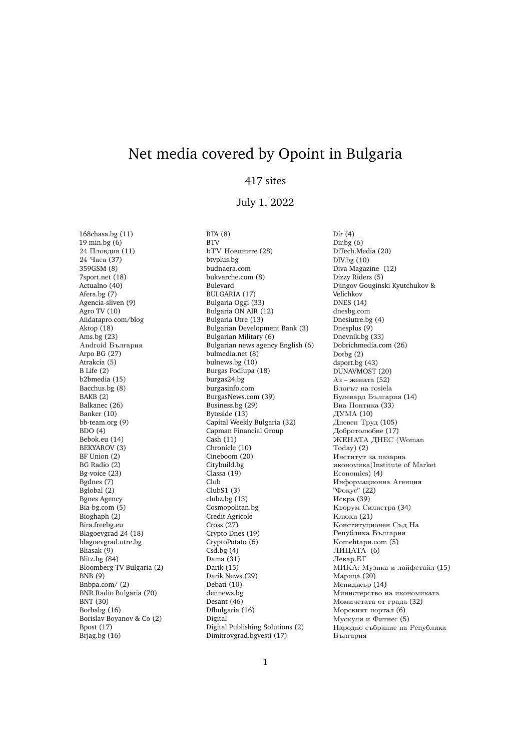# Net media covered by Opoint in Bulgaria

417 sites

July 1, 2022

168chasa.bg (11)
19 min.bg (6)
24 Пловдив (11)
24 Часа (37)
359GSM (8)
7sport.net (18)
Actualno (40)
Afera.bg (7)
Agencia-sliven (9)
Agro TV (10)
Aiidatapro.com/blog
Aktop (18)
Ams.bg (23)
Android България
Arpo BG (27)
Atrakcia (5)
B Life (2)
b2bmedia (15)
Bacchus.bg (8)
BAKB (2)
Balkanec (26)
Banker (10)
bb-team.org (9)
BDO (4)
Bebok.eu (14)
BEKYAROV (3)
BF Union (2)
BG Radio (2)
Bg-voice (23)
Bgdnes (7)
Bglobal (2)
Bgnes Agency
Bia-bg.com (5)
Bioghaph (2)
Bira.freebg.eu
Blagoevgrad 24 (18)
blagoevgrad.utre.bg
Bliasak (9)
Blitz.bg (84)
Bloomberg TV Bulgaria (2)
BNB (9)
Bnbpa.com/ (2)
BNR Radio Bulgaria (70)
BNT (30)
Borbabg (16)
Borislav Boyanov & Co (2)
Bpost (17)
Brjag.bg (16)
BTA (8)
BTV
bTV Новините (28)
btvplus.bg
budnaera.com
bukvarche.com (8)
Bulevard
BULGARIA (17)
Bulgaria Oggi (33)
Bulgaria ON AIR (12)
Bulgaria Utre (13)
Bulgarian Development Bank (3)
Bulgarian Military (6)
Bulgarian news agency English (6)
bulmedia.net (8)
bulnews.bg (10)
Burgas Podlupa (18)
burgas24.bg
burgasinfo.com
BurgasNews.com (39)
Business.bg (29)
Byteside (13)
Capital Weekly Bulgaria (32)
Capman Financial Group
Cash (11)
Chronicle (10)
Cineboom (20)
Citybuild.bg
Classa (19)
Club
ClubS1 (3)
clubz.bg (13)
Cosmopolitan.bg
Credit Agricole
Cross (27)
Crypto Dnes (19)
CryptoPotato (6)
Csd.bg (4)
Dama (31)
Darik (15)
Darik News (29)
Debati (10)
dennews.bg
Desant (46)
Dfbulgaria (16)
Digital
Digital Publishing Solutions (2)
Dimitrovgrad.bgvesti (17)
Dir (4)
Dir.bg (6)
DiTech.Media (20)
DIV.bg (10)
Diva Magazine (12)
Dizzy Riders (5)
Djingov Gouginski Kyutchukov & Velichkov
DNES (14)
dnesbg.com
Dnesiutre.bg (4)
Dnesplus (9)
Dnevnik.bg (33)
Dobrichmedia.com (26)
Dotbg (2)
dsport.bg (43)
DUNAVMOST (20)
Аз – жената (52)
Блогът на rosiela
Булевард България (14)
Виа Понтика (33)
ДУМА (10)
Дневен Труд (105)
Добротолюбие (17)
ЖЕНАТА ДНЕС (Woman Today) (2)
Институт за пазарна икономика(Institute of Market Economics) (4)
Информационна Агенция "Фокус" (22)
Искра (39)
Кворум Силистра (34)
Клюки (21)
Конституционен Съд На Република България
Komehtapи.com (5)
ЛИЦАТА (6)
Лекар.БГ
МИКА: Музика и лайфстайл (15)
Марица (20)
Мениджър (14)
Министерство на икономиката
Момичетата от града (32)
Морският портал (6)
Мускули и Фитнес (5)
Народно събрание на Република България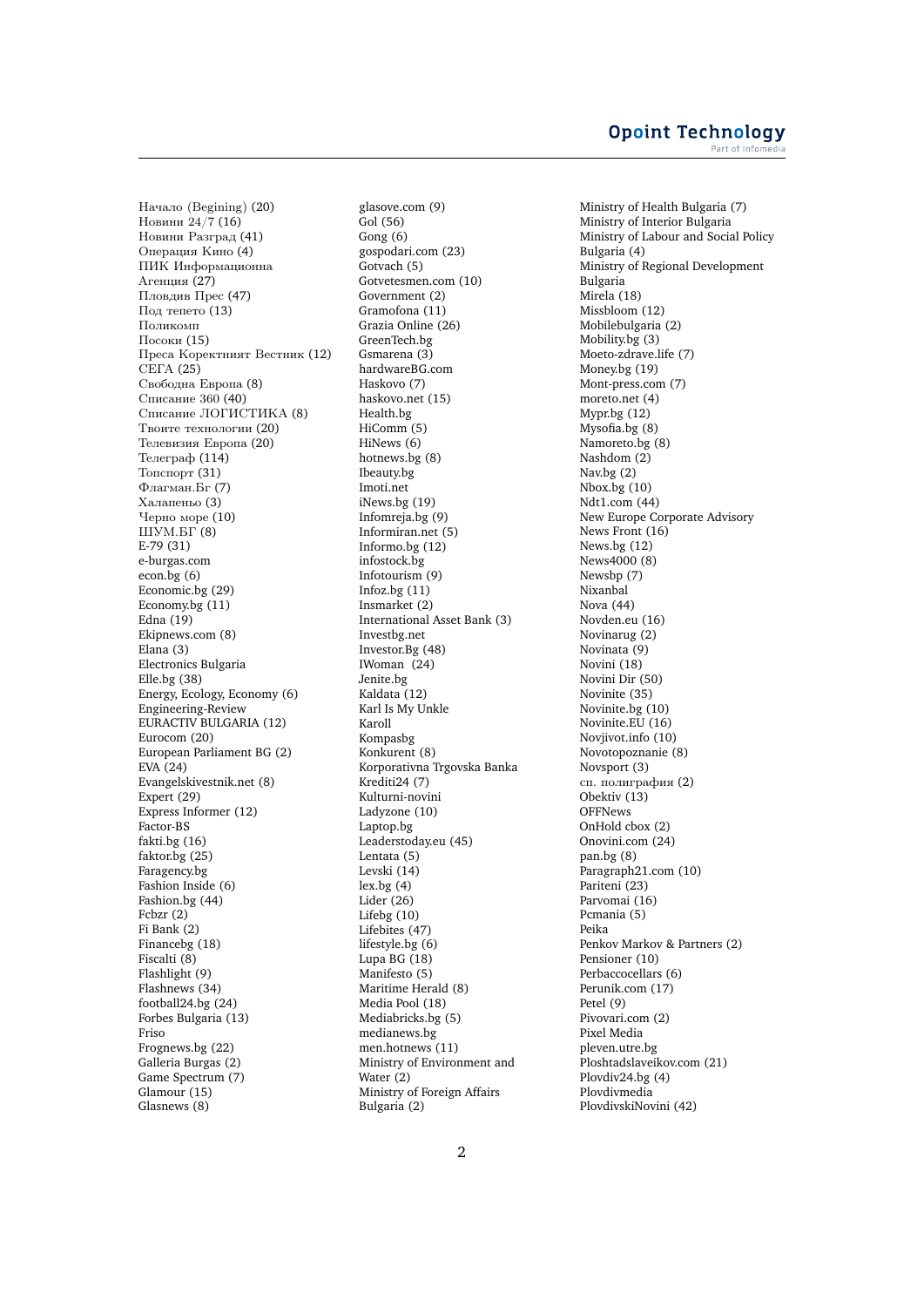Начало (Begining) (20)
Новини 24/7 (16)
Новини Разград (41)
Операция Кино (4)
ПИК Информационна Агенция (27)
Пловдив Прес (47)
Под тепето (13)
Поликомп
Посоки (15)
Преса Коректният Вестник (12)
СЕГА (25)
Свободна Европа (8)
Списание 360 (40)
Списание ЛОГИСТИКА (8)
Твоите технологии (20)
Телевизия Европа (20)
Телеграф (114)
Топспорт (31)
Флагман.Бг (7)
Халапеньо (3)
Черно море (10)
ШУМ.БГ (8)
E-79 (31)
e-burgas.com
econ.bg (6)
Economic.bg (29)
Economy.bg (11)
Edna (19)
Ekipnews.com (8)
Elana (3)
Electronics Bulgaria
Elle.bg (38)
Energy, Ecology, Economy (6)
Engineering-Review
EURACTIV BULGARIA (12)
Eurocom (20)
European Parliament BG (2)
EVA (24)
Evangelskivestnik.net (8)
Expert (29)
Express Informer (12)
Factor-BS
fakti.bg (16)
faktor.bg (25)
Faragency.bg
Fashion Inside (6)
Fashion.bg (44)
Fcbzr (2)
Fi Bank (2)
Financebg (18)
Fiscalti (8)
Flashlight (9)
Flashnews (34)
football24.bg (24)
Forbes Bulgaria (13)
Friso
Frognews.bg (22)
Galleria Burgas (2)
Game Spectrum (7)
Glamour (15)
Glasnews (8)
glasove.com (9)
Gol (56)
Gong (6)
gospodari.com (23)
Gotvach (5)
Gotvetesmen.com (10)
Government (2)
Gramofona (11)
Grazia Online (26)
GreenTech.bg
Gsmarena (3)
hardwareBG.com
Haskovo (7)
haskovo.net (15)
Health.bg
HiComm (5)
HiNews (6)
hotnews.bg (8)
Ibeauty.bg
Imoti.net
iNews.bg (19)
Infomreja.bg (9)
Informiran.net (5)
Informo.bg (12)
infostock.bg
Infotourism (9)
Infoz.bg (11)
Insmarket (2)
International Asset Bank (3)
Investbg.net
Investor.Bg (48)
IWoman (24)
Jenite.bg
Kaldata (12)
Karl Is My Unkle
Karoll
Kompasbg
Konkurent (8)
Korporativna Trgovska Banka
Krediti24 (7)
Kulturni-novini
Ladyzone (10)
Laptop.bg
Leaderstoday.eu (45)
Lentata (5)
Levski (14)
lex.bg (4)
Lider (26)
Lifebg (10)
Lifebites (47)
lifestyle.bg (6)
Lupa BG (18)
Manifesto (5)
Maritime Herald (8)
Media Pool (18)
Mediabricks.bg (5)
medianews.bg
men.hotnews (11)
Ministry of Environment and Water (2)
Ministry of Foreign Affairs Bulgaria (2)
Ministry of Health Bulgaria (7)
Ministry of Interior Bulgaria
Ministry of Labour and Social Policy Bulgaria (4)
Ministry of Regional Development Bulgaria
Mirela (18)
Missbloom (12)
Mobilebulgaria (2)
Mobility.bg (3)
Moeto-zdrave.life (7)
Money.bg (19)
Mont-press.com (7)
moreto.net (4)
Mypr.bg (12)
Mysofia.bg (8)
Namoreto.bg (8)
Nashdom (2)
Nav.bg (2)
Nbox.bg (10)
Ndt1.com (44)
New Europe Corporate Advisory
News Front (16)
News.bg (12)
News4000 (8)
Newsbp (7)
Nixanbal
Nova (44)
Novden.eu (16)
Novinarug (2)
Novinata (9)
Novini (18)
Novini Dir (50)
Novinite (35)
Novinite.bg (10)
Novinite.EU (16)
Novjivot.info (10)
Novotopoznanie (8)
Novsport (3)
сп. полиграфия (2)
Obektiv (13)
OFFNews
OnHold cbox (2)
Onovini.com (24)
pan.bg (8)
Paragraph21.com (10)
Pariteni (23)
Parvomai (16)
Pcmania (5)
Peika
Penkov Markov & Partners (2)
Pensioner (10)
Perbaccocellars (6)
Perunik.com (17)
Petel (9)
Pivovari.com (2)
Pixel Media
pleven.utre.bg
Ploshtadslaveikov.com (21)
Plovdiv24.bg (4)
Plovdivmedia
PlovdivskiNovini (42)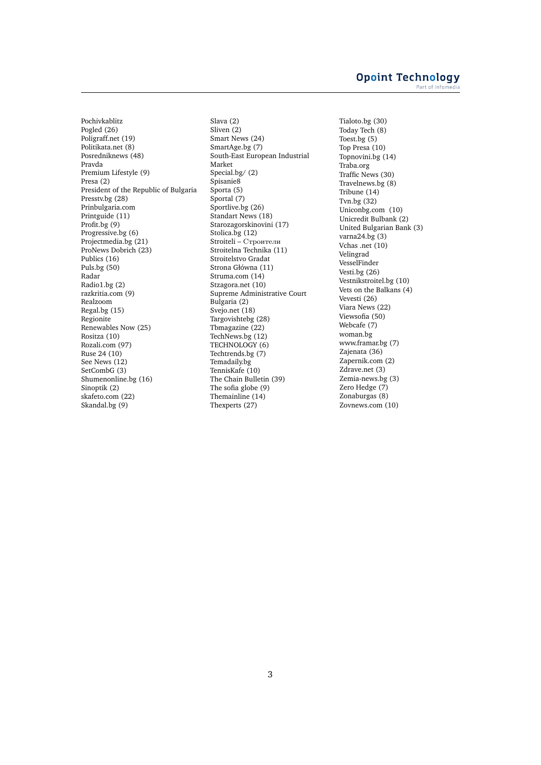Pochivkablitz
Pogled (26)
Poligraff.net (19)
Politikata.net (8)
Posredniknews (48)
Pravda
Premium Lifestyle (9)
Presa (2)
President of the Republic of Bulgaria
Presstv.bg (28)
Prinbulgaria.com
Printguide (11)
Profit.bg (9)
Progressive.bg (6)
Projectmedia.bg (21)
ProNews Dobrich (23)
Publics (16)
Puls.bg (50)
Radar
Radio1.bg (2)
razkritia.com (9)
Realzoom
Regal.bg (15)
Regionite
Renewables Now (25)
Rositza (10)
Rozali.com (97)
Ruse 24 (10)
See News (12)
SetCombG (3)
Shumenonline.bg (16)
Sinoptik (2)
skafeto.com (22)
Skandal.bg (9)
Slava (2)
Sliven (2)
Smart News (24)
SmartAge.bg (7)
South-East European Industrial Market
Special.bg/ (2)
Spisanie8
Sporta (5)
Sportal (7)
Sportlive.bg (26)
Standart News (18)
Starozagorskinovini (17)
Stolica.bg (12)
Stroiteli – Строители
Stroitelna Technika (11)
Stroitelstvo Gradat
Strona Główna (11)
Struma.com (14)
Stzagora.net (10)
Supreme Administrative Court Bulgaria (2)
Svejo.net (18)
Targovishtebg (28)
Tbmagazine (22)
TechNews.bg (12)
TECHNOLOGY (6)
Techtrends.bg (7)
Temadaily.bg
TennisKafe (10)
The Chain Bulletin (39)
The sofia globe (9)
Themainline (14)
Thexperts (27)
Tialoto.bg (30)
Today Tech (8)
Toest.bg (5)
Top Presa (10)
Topnovini.bg (14)
Traba.org
Traffic News (30)
Travelnews.bg (8)
Tribune (14)
Tvn.bg (32)
Uniconbg.com (10)
Unicredit Bulbank (2)
United Bulgarian Bank (3)
varna24.bg (3)
Vchas .net (10)
Velingrad
VesselFinder
Vesti.bg (26)
Vestnikstroitel.bg (10)
Vets on the Balkans (4)
Vevesti (26)
Viara News (22)
Viewsofia (50)
Webcafe (7)
woman.bg
www.framar.bg (7)
Zajenata (36)
Zapernik.com (2)
Zdrave.net (3)
Zemia-news.bg (3)
Zero Hedge (7)
Zonaburgas (8)
Zovnews.com (10)